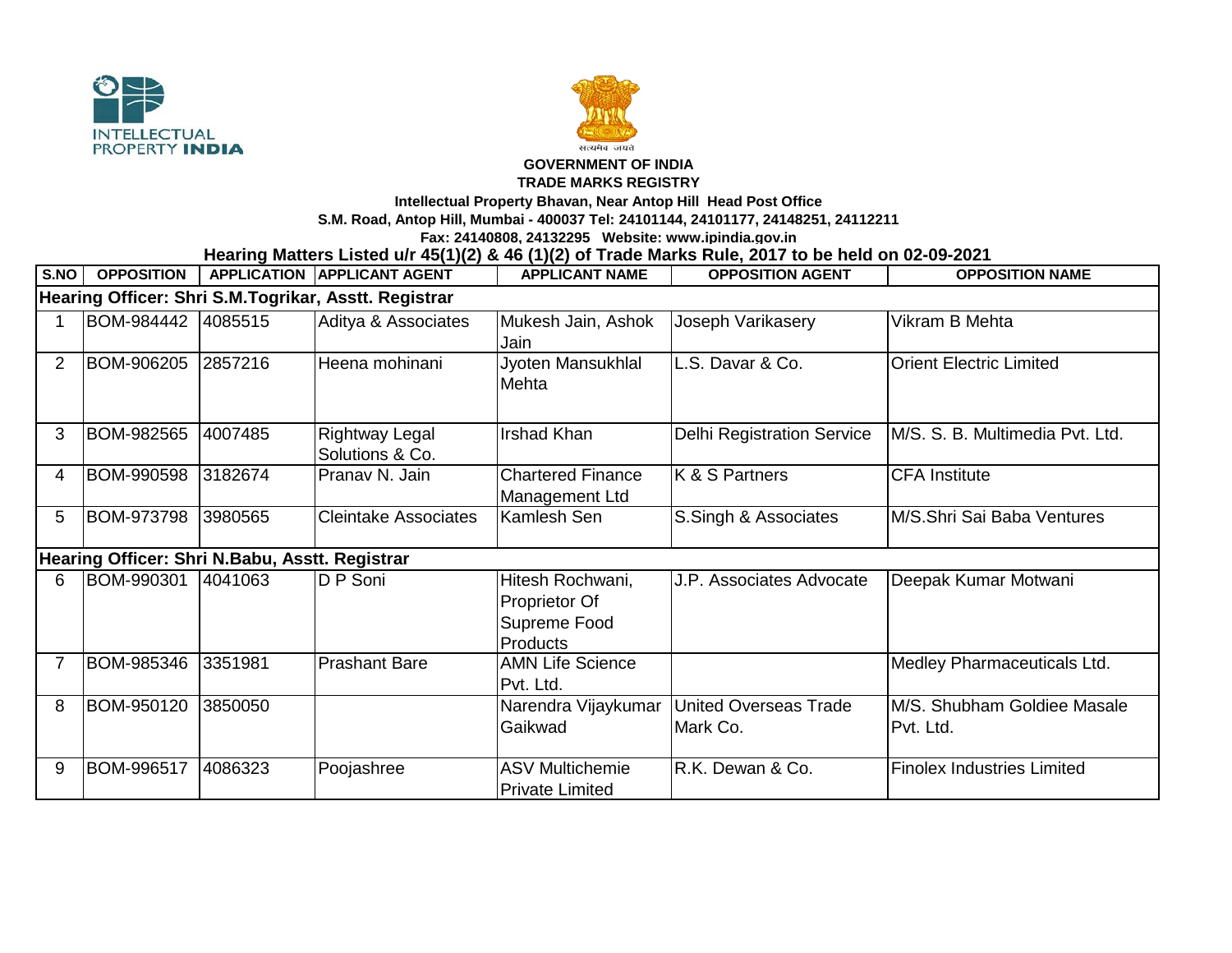INTELLECTUAL PROPERTY INDIA

सत्यमेव जयते

**GOVERNMENT OF INDIA**
**TRADE MARKS REGISTRY**
**Intellectual Property Bhavan, Near Antop Hill Head Post Office**
**S.M. Road, Antop Hill, Mumbai - 400037 Tel: 24101144, 24101177, 24148251, 24112211**
**Fax: 24140808, 24132295 Website: www.ipindia.gov.in**

**Hearing Matters Listed u/r 45(1)(2) & 46 (1)(2) of Trade Marks Rule, 2017 to be held on 02-09-2021**

| S.NO | OPPOSITION | APPLICATION | APPLICANT AGENT | APPLICANT NAME | OPPOSITION AGENT | OPPOSITION NAME |
|---|---|---|---|---|---|---|
| **Hearing Officer: Shri S.M.Togrikar, Asstt. Registrar** | | | | | | |
| 1 | BOM-984442 | 4085515 | Aditya & Associates | Mukesh Jain, Ashok Jain | Joseph Varikasery | Vikram B Mehta |
| 2 | BOM-906205 | 2857216 | Heena mohinani | Jyoten Mansukhlal Mehta | L.S. Davar & Co. | Orient Electric Limited |
| 3 | BOM-982565 | 4007485 | Rightway Legal Solutions & Co. | Irshad Khan | Delhi Registration Service | M/S. S. B. Multimedia Pvt. Ltd. |
| 4 | BOM-990598 | 3182674 | Pranav N. Jain | Chartered Finance Management Ltd | K & S Partners | CFA Institute |
| 5 | BOM-973798 | 3980565 | Cleintake Associates | Kamlesh Sen | S.Singh & Associates | M/S.Shri Sai Baba Ventures |
| **Hearing Officer: Shri N.Babu, Asstt. Registrar** | | | | | | |
| 6 | BOM-990301 | 4041063 | D P Soni | Hitesh Rochwani, Proprietor Of Supreme Food Products | J.P. Associates Advocate | Deepak Kumar Motwani |
| 7 | BOM-985346 | 3351981 | Prashant Bare | AMN Life Science Pvt. Ltd. | | Medley Pharmaceuticals Ltd. |
| 8 | BOM-950120 | 3850050 | | Narendra Vijaykumar Gaikwad | United Overseas Trade Mark Co. | M/S. Shubham Goldiee Masale Pvt. Ltd. |
| 9 | BOM-996517 | 4086323 | Poojashree | ASV Multichemie Private Limited | R.K. Dewan & Co. | Finolex Industries Limited |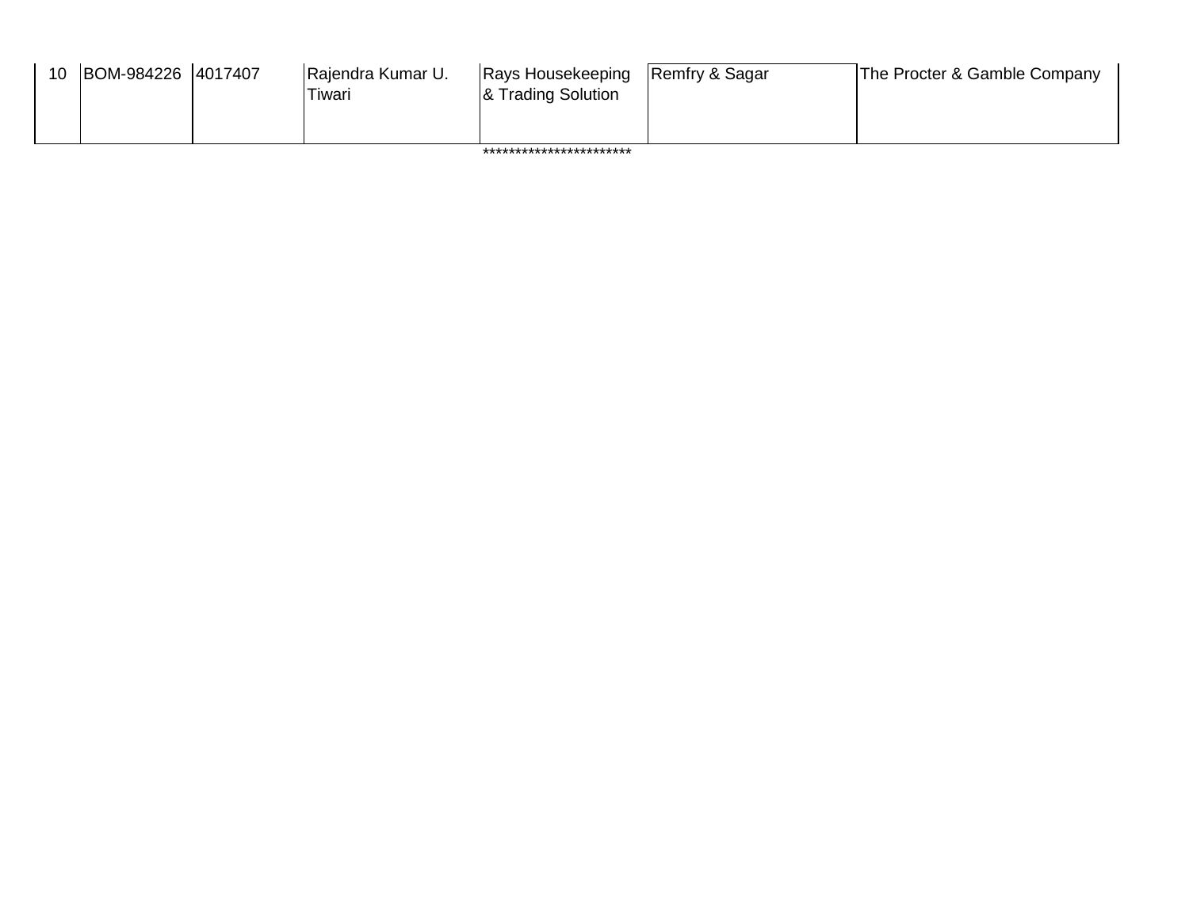| | | | | | | |
|---|---|---|---|---|---|---|
| 10 | BOM-984226 | 4017407 | Rajendra Kumar U. Tiwari | Rays Housekeeping & Trading Solution | Remfry & Sagar | The Procter & Gamble Company |

***********************